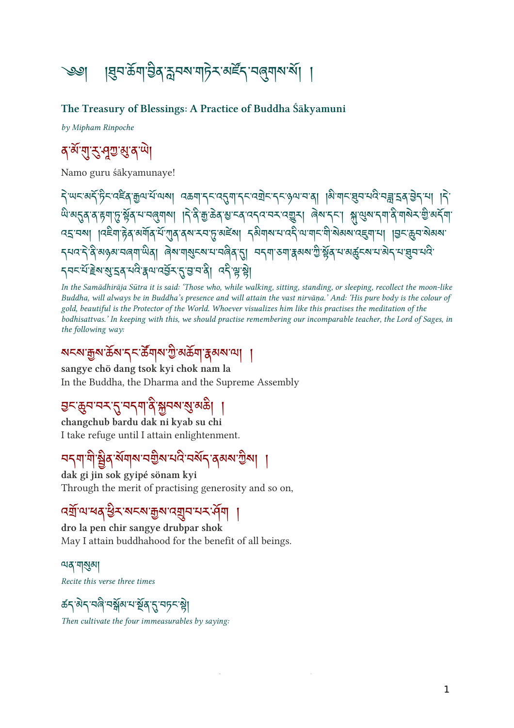# ༄༅། །ཐུབ་ཆོག་བྱིན་རླབས་གཏེར་མཛོད་བཞུགས་སོ། །

## The Treasury of Blessings: A Practice of Buddha Śākyamuni

*by Mipham Rinpoche*

### ན་མོ་གུ་རུ་ཤཱཀྱ་མུ་ན་ཡེ།

Namo guru śākyamunaye!

དེ་ཡང་མདོ་ཏིང་འཛིན་རྒྱལ་པོ་ལས། འཆག་དང་འདུག་དང་འགྲེང་དང་ཉལ་བ་ན། །མི་གང་ཐུབ་པའི་ཟླ་དྲན་བྱེད་པ། །དེ་ཡི་མདུན་ན་རྟག་ཏུ་སྟོན་པ་བཞུགས། །དེ་ནི་རྒྱ་ཆེན་མྱ་ངན་འདའ་བར་འགྱུར། ཞེས་དང་། སྐུ་ལུས་དག་ནི་གསེར་གྱི་མདོག་འདྲ་བས། །འཇིག་རྟེན་མགོན་པོ་ཀུན་ནས་རབ་ཏུ་མཛེས། དམིགས་པ་འདི་ལ་གང་གི་སེམས་འཇུག་པ། །བྱང་ཆུབ་སེམས་དཔའ་དེ་ནི་མཉམ་བཞག་ཡིན། ཞེས་གསུངས་པ་བཞིན་དུ། བདག་ཅག་རྣམས་ཀྱི་སྟོན་པ་མཚུངས་པ་མེད་པ་ཐུབ་པའི་དབང་པོ་རྗེས་སུ་དྲན་པའི་རྣལ་འབྱོར་དུ་བྱ་བ་ནི། འདི་ལྟ་སྟེ།

*In the Samādhirāja Sūtra it is said: 'Those who, while walking, sitting, standing, or sleeping, recollect the moon-like Buddha, will always be in Buddha's presence and will attain the vast nirvāṇa.' And: 'His pure body is the colour of gold, beautiful is the Protector of the World. Whoever visualizes him like this practises the meditation of the bodhisattvas.' In keeping with this, we should practise remembering our incomparable teacher, the Lord of Sages, in the following way:*

### སངས་རྒྱས་ཆོས་དང་ཚོགས་ཀྱི་མཆོག་རྣམས་ལ། །

**sangye chö dang tsok kyi chok nam la**
In the Buddha, the Dharma and the Supreme Assembly

### བྱང་ཆུབ་བར་དུ་བདག་ནི་སྐྱབས་སུ་མཆི། །

**changchub bardu dak ni kyab su chi**
I take refuge until I attain enlightenment.

### བདག་གི་སྦྱིན་སོགས་བགྱིས་པའི་བསོད་ནམས་ཀྱིས། །

**dak gi jin sok gyipé sönam kyi**
Through the merit of practising generosity and so on,

### འགྲོ་ལ་ཕན་ཕྱིར་སངས་རྒྱས་འགྲུབ་པར་ཤོག །

**dro la pen chir sangye drubpar shok**
May I attain buddhahood for the benefit of all beings.

ལན་གསུམ།

*Recite this verse three times*

ཚད་མེད་བཞི་བསྒོམ་པ་སྔོན་དུ་བཏང་སྟེ།

*Then cultivate the four immeasurables by saying:*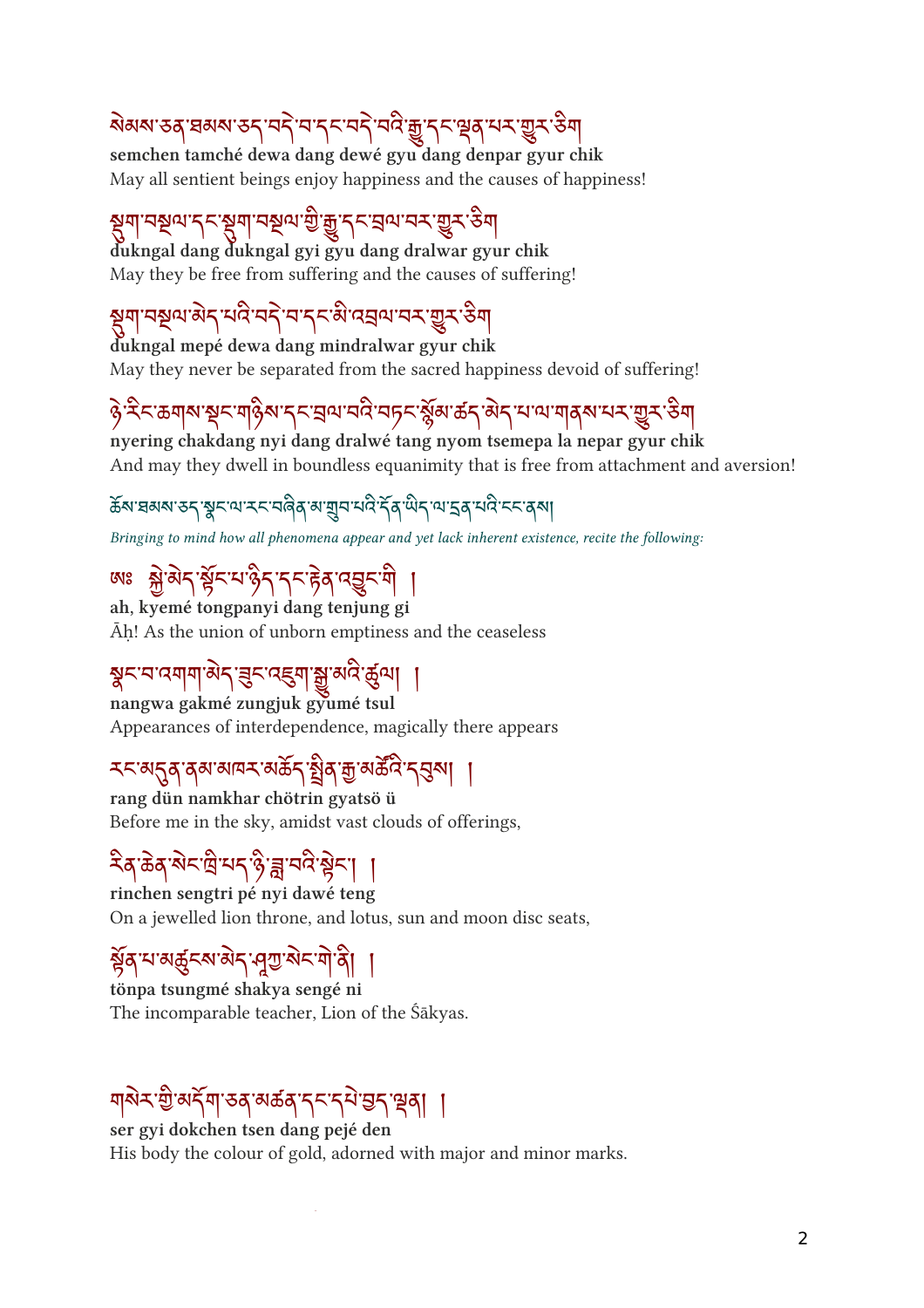སེམས་ཅན་ཐམས་ཅད་བདེ་བ་དང་བདེ་བའི་རྒྱུ་དང་ལྡན་པར་གྱུར་ཅིག

**semchen tamché dewa dang dewé gyu dang denpar gyur chik**

May all sentient beings enjoy happiness and the causes of happiness!

སྡུག་བསྔལ་དང་སྡུག་བསྔལ་གྱི་རྒྱུ་དང་བྲལ་བར་གྱུར་ཅིག

**dukngal dang dukngal gyi gyu dang dralwar gyur chik**

May they be free from suffering and the causes of suffering!

སྡུག་བསྔལ་མེད་པའི་བདེ་བ་དང་མི་འབྲལ་བར་གྱུར་ཅིག

**dukngal mepé dewa dang mindralwar gyur chik**

May they never be separated from the sacred happiness devoid of suffering!

ཉེ་རིང་ཆགས་སྡང་གཉིས་དང་བྲལ་བའི་བཏང་སྙོམས་ཚད་མེད་པ་ལ་གནས་པར་གྱུར་ཅིག

**nyering chakdang nyi dang dralwé tang nyom tsemepa la nepar gyur chik**

And may they dwell in boundless equanimity that is free from attachment and aversion!

ཆོས་ཐམས་ཅད་སྣང་ལ་རང་བཞིན་མ་གྲུབ་པའི་དོན་ཡིད་ལ་དྲན་པའི་ངང་ནས།

*Bringing to mind how all phenomena appear and yet lack inherent existence, recite the following:*

ཨཿ སྐྱེ་མེད་སྟོང་པ་ཉིད་དང་རྟེན་འབྱུང་གི །

**ah, kyemé tongpanyi dang tenjung gi**

Āḥ! As the union of unborn emptiness and the ceaseless

སྣང་བ་འགག་མེད་ཟུང་འཇུག་སྒྱུ་མའི་ཚུལ། །

**nangwa gakmé zungjuk gyumé tsul**

Appearances of interdependence, magically there appears

རང་མདུན་ནམ་མཁར་མཆོད་སྤྲིན་རྒྱ་མཚོའི་དབུས། །

**rang dün namkhar chötrin gyatsö ü**

Before me in the sky, amidst vast clouds of offerings,

རིན་ཆེན་སེང་ཁྲི་པད་ཉི་ཟླ་བའི་སྟེང་། །

**rinchen sengtri pé nyi dawé teng**

On a jewelled lion throne, and lotus, sun and moon disc seats,

སྟོན་པ་མཚུངས་མེད་ཤཱཀྱ་སེང་གེ་ནི། །

**tönpa tsungmé shakya sengé ni**

The incomparable teacher, Lion of the Śākyas.

གསེར་གྱི་མདོག་ཅན་མཚན་དང་དཔེ་བྱད་ལྡན། །

**ser gyi dokchen tsen dang pejé den**

His body the colour of gold, adorned with major and minor marks.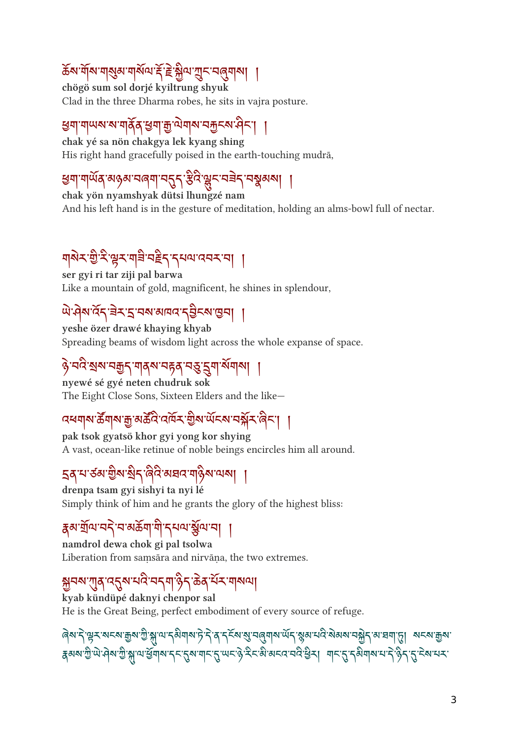ཆོས་གོས་གསུམ་གསོལ་རྡོ་རྗེ་སྐྱིལ་ཀྲུང་བཞུགས། །

**chögö sum sol dorjé kyiltrung shyuk**

Clad in the three Dharma robes, he sits in vajra posture.

ཕྱག་གཡས་ས་གནོན་ཕྱག་རྒྱ་ལེགས་བརྐྱངས་ཤིང་། །

**chak yé sa nön chakgya lek kyang shing**

His right hand gracefully poised in the earth-touching mudrā,

ཕྱག་གཡོན་མཉམ་བཞག་བདུད་རྩིའི་ལྷུང་བཟེད་བསྣམས། །

**chak yön nyamshyak dütsi lhungzé nam**

And his left hand is in the gesture of meditation, holding an alms-bowl full of nectar.

གསེར་གྱི་རི་ལྟར་གཟི་བརྗིད་དཔལ་འབར་བ། །

**ser gyi ri tar ziji pal barwa**

Like a mountain of gold, magnificent, he shines in splendour,

ཡེ་ཤེས་འོད་ཟེར་དྲ་བས་མཁའ་དབྱིངས་ཁྱབ། །

**yeshe özer drawé khaying khyab**

Spreading beams of wisdom light across the whole expanse of space.

ཉེ་བའི་སྲས་བརྒྱད་གནས་བརྟན་བཅུ་དྲུག་སོགས། །

**nyewé sé gyé neten chudruk sok**

The Eight Close Sons, Sixteen Elders and the like—

འཕགས་ཚོགས་རྒྱ་མཚོའི་འཁོར་གྱིས་ཡོངས་བསྐོར་ཞིང་། །

**pak tsok gyatsö khor gyi yong kor shying**

A vast, ocean-like retinue of noble beings encircles him all around.

དྲན་པ་ཙམ་གྱིས་སྲིད་ཞིའི་མཐའ་གཉིས་ལས། །

**drenpa tsam gyi sishyi ta nyi lé**

Simply think of him and he grants the glory of the highest bliss:

རྣམ་གྲོལ་བདེ་བ་མཆོག་གི་དཔལ་སྩོལ་བ། །

**namdrol dewa chok gi pal tsolwa**

Liberation from saṃsāra and nirvāṇa, the two extremes.

སྐྱབས་ཀུན་འདུས་པའི་བདག་ཉིད་ཆེན་པོར་གསལ།

**kyab kündüpé daknyi chenpor sal**

He is the Great Being, perfect embodiment of every source of refuge.

ཞེས་དེ་ལྟར་སངས་རྒྱས་ཀྱི་སྐུ་ལ་དམིགས་ཏེ་དེ་ནི་དངོས་སུ་བཞུགས་ཡོད་སྙམ་པའི་སེམས་བསྐྱེད་མ་ཐག་ཏུ། སངས་རྒྱས་རྣམས་ཀྱི་ཡེ་ཤེས་ཀྱི་སྐུ་ལ་ཕྱོགས་དང་དུས་གང་དུ་ཡང་ཉེ་རིང་མི་མངའ་བའི་ཕྱིར། གང་དུ་དམིགས་པ་དེ་ཉིད་དུ་ངེས་པར་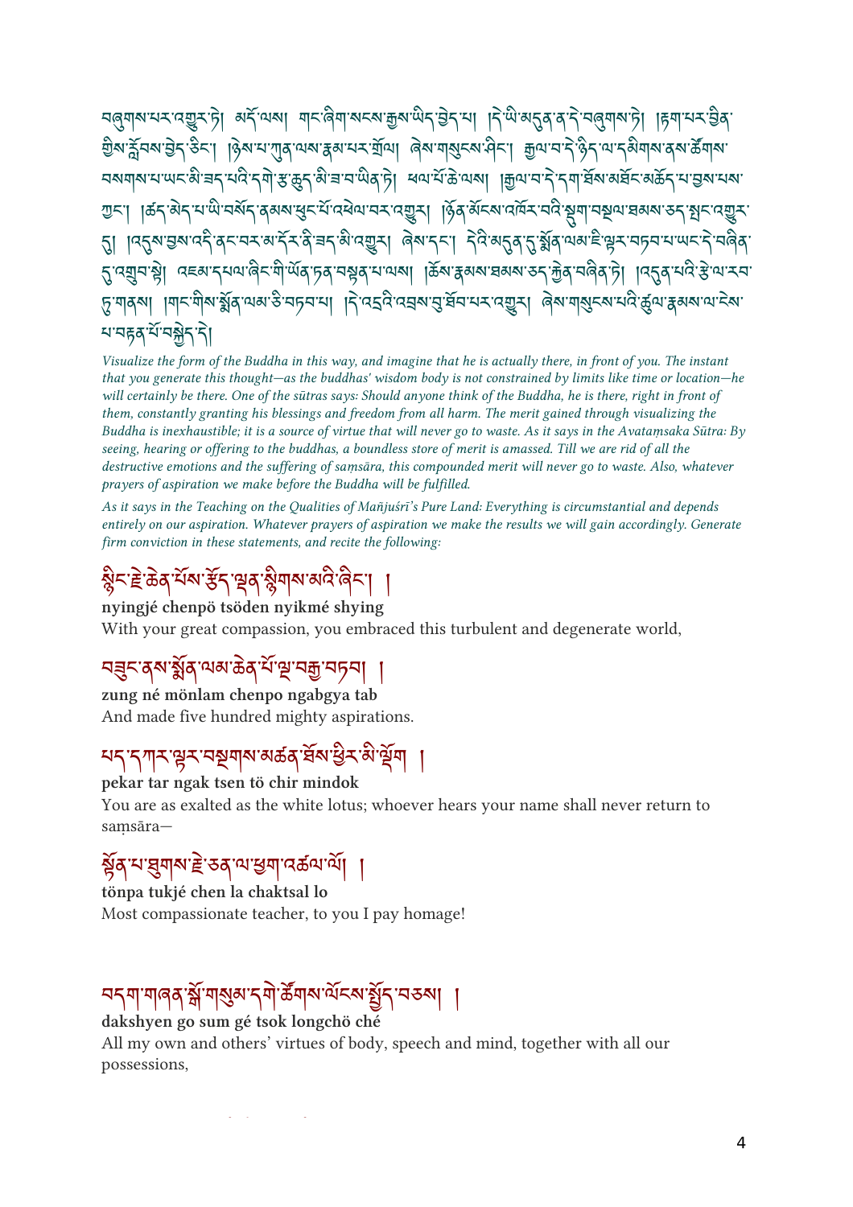བཞུགས་པར་འགྱུར་ཏེ། མདོ་ལས། གང་ཞིག་སངས་རྒྱས་ཡིད་བྱེད་པ། །དེ་ཡི་མདུན་ན་དེ་བཞུགས་ཏེ། །རྟག་པར་བྱིན་གྱིས་རློབས་བྱེད་ཅིང་། །ཉེས་པ་ཀུན་ལས་རྣམ་པར་གྲོལ། ཞེས་གསུངས་ཤིང་། རྒྱལ་བ་དེ་ཉིད་ལ་དམིགས་ནས་ཚོགས་བསགས་པ་ཡང་མི་ཟད་པའི་དགེ་རྩ་ཆུད་མི་ཟ་བ་ཡིན་ཏེ། ཕལ་པོ་ཆེ་ལས། །རྒྱལ་བ་དེ་དག་ཐོས་མཐོང་མཆོད་པ་བྱས་པས་ཀྱང་། །ཚད་མེད་པ་ཡི་བསོད་ནམས་ཕུང་པོ་འཕེལ་བར་འགྱུར། །ཉོན་མོངས་འཁོར་བའི་སྡུག་བསྔལ་ཐམས་ཅད་སྤང་འགྱུར་དུ། །འདུས་བྱས་འདི་ནང་བར་མ་དོར་ནི་ཟད་མི་འགྱུར། ཞེས་དང་། དེའི་མདུན་དུ་སྨོན་ལམ་ཇི་ལྟར་བཏབ་པ་ཡང་དེ་བཞིན་དུ་འགྲུབ་སྟེ། འཇམ་དཔལ་ཞིང་གི་ཡོན་ཏན་བསྟན་པ་ལས། །ཆོས་རྣམས་ཐམས་ཅད་རྐྱེན་བཞིན་ཏེ། །འདུན་པའི་རྩེ་ལ་རབ་ཏུ་གནས། །གང་གིས་སྨོན་ལམ་ཅི་བཏབ་པ། །དེ་འདྲའི་འབྲས་བུ་ཐོབ་པར་འགྱུར། ཞེས་གསུངས་པའི་ཚུལ་རྣམས་ལ་ངེས་པ་བརྟན་པོ་བསྐྱེད་དེ།

*Visualize the form of the Buddha in this way, and imagine that he is actually there, in front of you. The instant that you generate this thought—as the buddhas' wisdom body is not constrained by limits like time or location—he will certainly be there. One of the sūtras says: Should anyone think of the Buddha, he is there, right in front of them, constantly granting his blessings and freedom from all harm. The merit gained through visualizing the Buddha is inexhaustible; it is a source of virtue that will never go to waste. As it says in the Avataṃsaka Sūtra: By seeing, hearing or offering to the buddhas, a boundless store of merit is amassed. Till we are rid of all the destructive emotions and the suffering of saṃsāra, this compounded merit will never go to waste. Also, whatever prayers of aspiration we make before the Buddha will be fulfilled.*

*As it says in the Teaching on the Qualities of Mañjuśrī's Pure Land: Everything is circumstantial and depends entirely on our aspiration. Whatever prayers of aspiration we make the results we will gain accordingly. Generate firm conviction in these statements, and recite the following:*

## སྙིང་རྗེ་ཆེན་པོས་རྩོད་ལྡན་སྙིགས་མའི་ཞིང་། །

**nyingjé chenpö tsöden nyikmé shying**
With your great compassion, you embraced this turbulent and degenerate world,

## བཟུང་ནས་སྨོན་ལམ་ཆེན་པོ་ལྔ་བརྒྱ་བཏབ། །

**zung né mönlam chenpo ngabgya tab**
And made five hundred mighty aspirations.

## པད་དཀར་ལྟར་བསྔགས་མཚན་ཐོས་ཕྱིར་མི་ལྡོག །

**pekar tar ngak tsen tö chir mindok**
You are as exalted as the white lotus; whoever hears your name shall never return to saṃsāra—

## སྟོན་པ་ཐུགས་རྗེ་ཅན་ལ་ཕྱག་འཚལ་ལོ། །

**tönpa tukjé chen la chaktsal lo**
Most compassionate teacher, to you I pay homage!

## བདག་གཞན་སྒོ་གསུམ་དགེ་ཚོགས་ལོངས་སྤྱོད་བཅས། །

**dakshyen go sum gé tsok longchö ché**
All my own and others' virtues of body, speech and mind, together with all our possessions,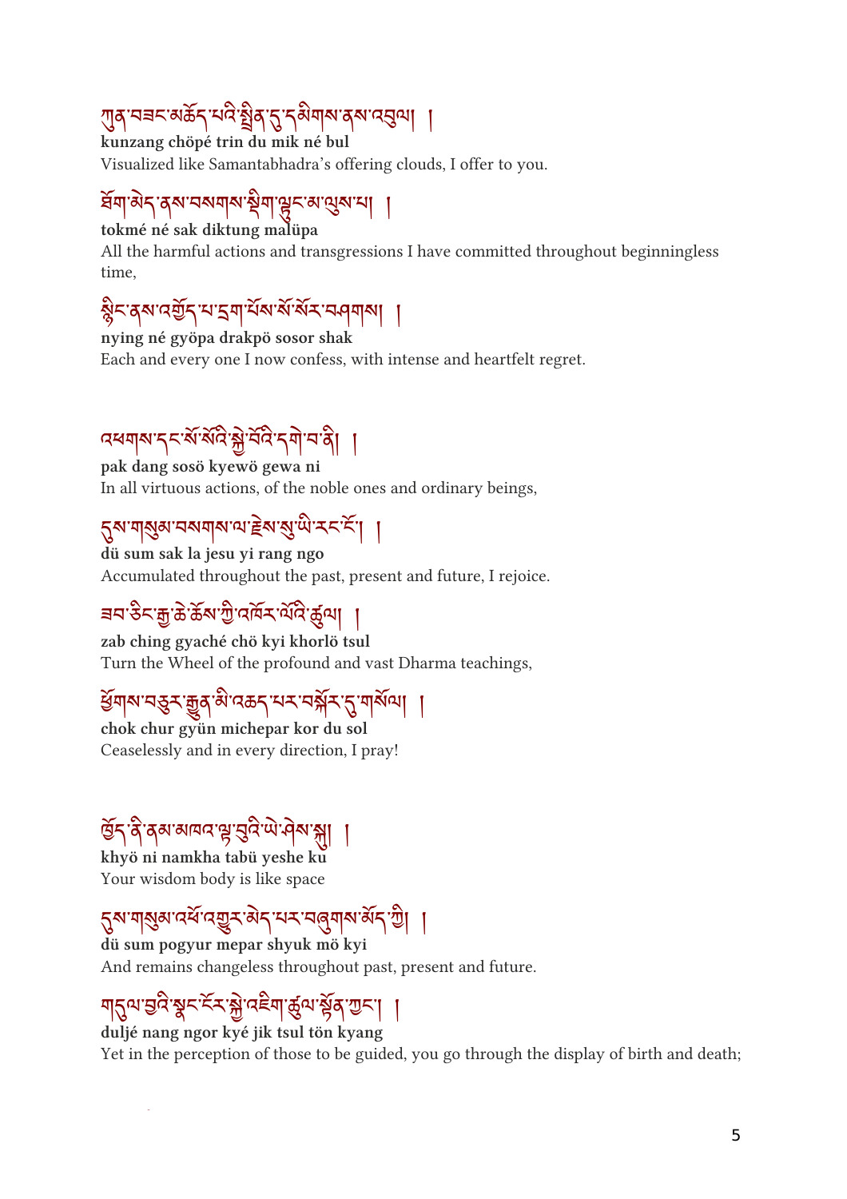ཀུན་བཟང་མཆོད་པའི་སྤྲིན་དུ་དམིགས་ནས་འབུལ། །

**kunzang chöpé trin du mik né bul**

Visualized like Samantabhadra's offering clouds, I offer to you.

ཐོག་མེད་ནས་བསགས་སྡིག་ལྟུང་མ་ལུས་པ། །

**tokmé né sak diktung malüpa**

All the harmful actions and transgressions I have committed throughout beginningless time,

སྙིང་ནས་འགྱོད་པ་དྲག་པོས་སོ་སོར་བཤགས། །

**nying né gyöpa drakpö sosor shak**

Each and every one I now confess, with intense and heartfelt regret.

འཕགས་དང་སོ་སོའི་སྐྱེ་བོའི་དགེ་བ་ནི། །

**pak dang sosö kyewö gewa ni**

In all virtuous actions, of the noble ones and ordinary beings,

དུས་གསུམ་བསགས་ལ་རྗེས་སུ་ཡི་རང་ངོ་། །

**dü sum sak la jesu yi rang ngo**

Accumulated throughout the past, present and future, I rejoice.

ཟབ་ཅིང་རྒྱ་ཆེ་ཆོས་ཀྱི་འཁོར་ལོའི་ཚུལ། །

**zab ching gyaché chö kyi khorlö tsul**

Turn the Wheel of the profound and vast Dharma teachings,

ཕྱོགས་བཅུར་རྒྱུན་མི་འཆད་པར་བསྐོར་དུ་གསོལ། །

**chok chur gyün michepar kor du sol**

Ceaselessly and in every direction, I pray!

ཁྱོད་ནི་ནམ་མཁའ་ལྟ་བུའི་ཡེ་ཤེས་སྐུ། །

**khyö ni namkha tabü yeshe ku**

Your wisdom body is like space

དུས་གསུམ་འཕོ་འགྱུར་མེད་པར་བཞུགས་མོད་ཀྱི། །

**dü sum pogyur mepar shyuk mö kyi**

And remains changeless throughout past, present and future.

གདུལ་བྱའི་སྣང་ངོར་སྐྱེ་འཇིག་ཚུལ་སྟོན་ཀྱང་། །

**duljé nang ngor kyé jik tsul tön kyang**

Yet in the perception of those to be guided, you go through the display of birth and death;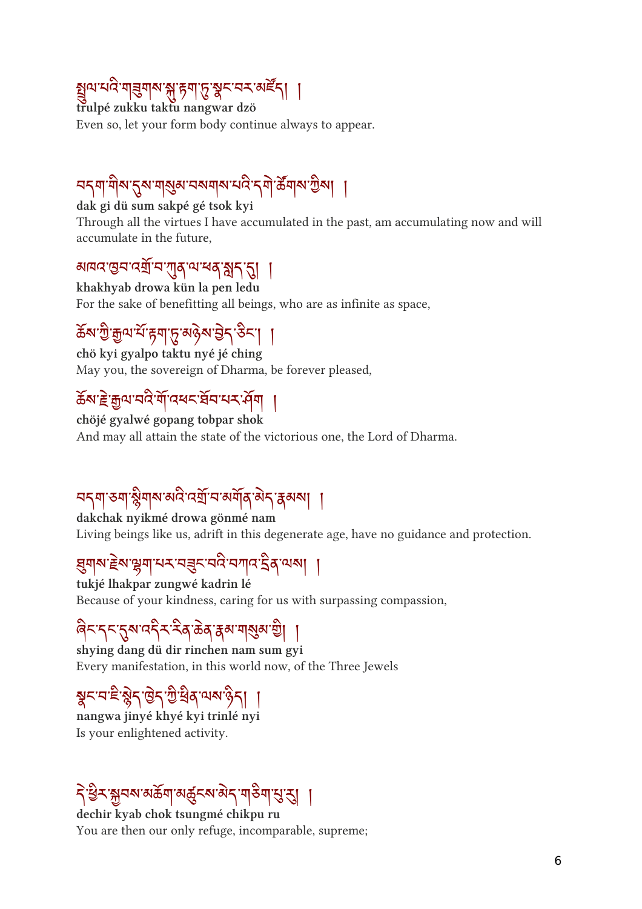སྤྲུལ་པའི་གཟུགས་སྐུ་རྟག་ཏུ་སྣང་བར་མཛོད། །
**trulpé zukku taktu nangwar dzö**
Even so, let your form body continue always to appear.

བདག་གིས་དུས་གསུམ་བསགས་པའི་དགེ་ཚོགས་ཀྱིས། །
**dak gi dü sum sakpé gé tsok kyi**
Through all the virtues I have accumulated in the past, am accumulating now and will accumulate in the future,

མཁའ་ཁྱབ་འགྲོ་བ་ཀུན་ལ་ཕན་སླད་དུ། །
**khakhyab drowa kün la pen ledu**
For the sake of benefitting all beings, who are as infinite as space,

ཆོས་ཀྱི་རྒྱལ་པོ་རྟག་ཏུ་མཉེས་བྱེད་ཅིང་། །
**chö kyi gyalpo taktu nyé jé ching**
May you, the sovereign of Dharma, be forever pleased,

ཆོས་རྗེ་རྒྱལ་བའི་གོ་འཕང་ཐོབ་པར་ཤོག །
**chöjé gyalwé gopang tobpar shok**
And may all attain the state of the victorious one, the Lord of Dharma.

བདག་ཅག་སྙིགས་མའི་འགྲོ་བ་མགོན་མེད་རྣམས། །
**dakchak nyikmé drowa gönmé nam**
Living beings like us, adrift in this degenerate age, have no guidance and protection.

ཐུགས་རྗེས་ལྷག་པར་བཟུང་བའི་བཀའ་དྲིན་ལས། །
**tukjé lhakpar zungwé kadrin lé**
Because of your kindness, caring for us with surpassing compassion,

ཞིང་དང་དུས་འདིར་རིན་ཆེན་རྣམ་གསུམ་གྱི། །
**shying dang dü dir rinchen nam sum gyi**
Every manifestation, in this world now, of the Three Jewels

སྣང་བ་ཇི་སྙེད་ཁྱེད་ཀྱི་ཕྲིན་ལས་ཉིད། །
**nangwa jinyé khyé kyi trinlé nyi**
Is your enlightened activity.

དེ་ཕྱིར་སྐྱབས་མཆོག་མཚུངས་མེད་གཅིག་པུ་རུ། །
**dechir kyab chok tsungmé chikpu ru**
You are then our only refuge, incomparable, supreme;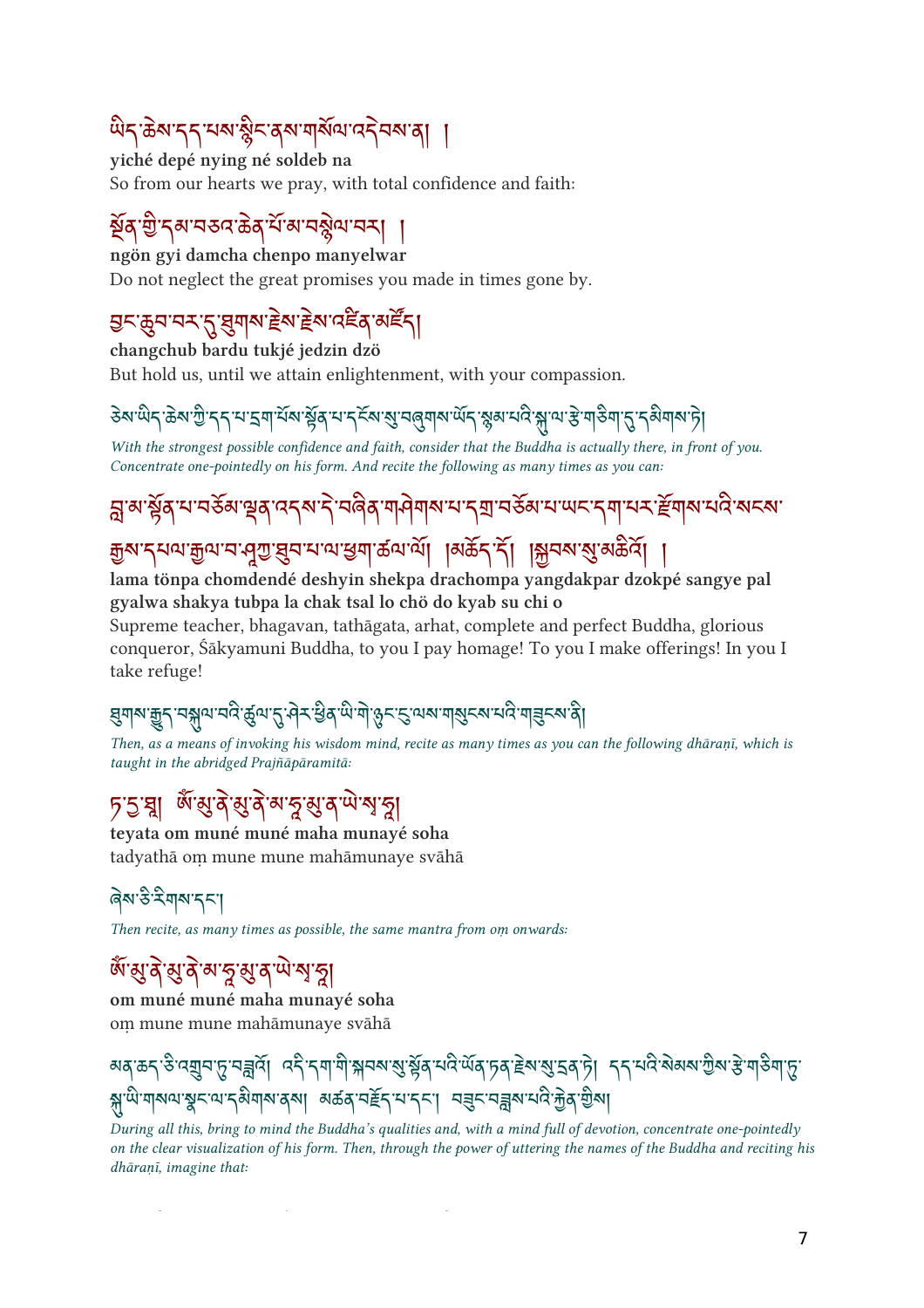ཡིད་ཆེས་དད་པས་སྙིང་ནས་གསོལ་འདེབས་ན། །

**yiché depé nying né soldeb na**

So from our hearts we pray, with total confidence and faith:

སྔོན་གྱི་དམ་བཅའ་ཆེན་པོ་མ་བསྙེལ་བར། །

**ngön gyi damcha chenpo manyelwar**

Do not neglect the great promises you made in times gone by.

བྱང་ཆུབ་བར་དུ་ཐུགས་རྗེས་རྗེས་འཛིན་མཛོད།

**changchub bardu tukjé jedzin dzö**

But hold us, until we attain enlightenment, with your compassion.

ཅེས་ཡིད་ཆེས་ཀྱི་དད་པ་དྲག་པོས་སྟོན་པ་དངོས་སུ་བཞུགས་ཡོད་སྙམ་པའི་སྐུ་ལ་རྩེ་གཅིག་དུ་དམིགས་ཏེ།

*With the strongest possible confidence and faith, consider that the Buddha is actually there, in front of you. Concentrate one-pointedly on his form. And recite the following as many times as you can:*

བླ་མ་སྟོན་པ་བཅོམ་ལྡན་འདས་དེ་བཞིན་གཤེགས་པ་དགྲ་བཅོམ་པ་ཡང་དག་པར་རྫོགས་པའི་སངས་རྒྱས་དཔལ་རྒྱལ་བ་ཤཱཀྱ་ཐུབ་པ་ལ་ཕྱག་འཚལ་ལོ། །མཆོད་དོ། །སྐྱབས་སུ་མཆིའོ། །

**lama tönpa chomdendé deshyin shekpa drachompa yangdakpar dzokpé sangye pal gyalwa shakya tubpa la chak tsal lo chö do kyab su chi o**

Supreme teacher, bhagavan, tathāgata, arhat, complete and perfect Buddha, glorious conqueror, Śākyamuni Buddha, to you I pay homage! To you I make offerings! In you I take refuge!

ཐུགས་རྒྱུད་བསྐུལ་བའི་ཚུལ་དུ་ཤེར་ཕྱིན་ཡི་གེ་ཉུང་ངུ་ལས་གསུངས་པའི་གཟུངས་ནི།

*Then, as a means of invoking his wisdom mind, recite as many times as you can the following dhāraṇī, which is taught in the abridged Prajñāpāramitā:*

ཏ་དྱ་ཐཱ། ཨོཾ་མུ་ནེ་མུ་ནེ་མ་ཧཱ་མུ་ན་ཡེ་སྭཱ་ཧཱ།

**teyata om muné muné maha munayé soha**

tadyathā oṃ mune mune mahāmunaye svāhā

ཞེས་ཅི་རིགས་དང་།

*Then recite, as many times as possible, the same mantra from oṃ onwards:*

ཨོཾ་མུ་ནེ་མུ་ནེ་མ་ཧཱ་མུ་ན་ཡེ་སྭཱ་ཧཱ།

**om muné muné maha munayé soha**

oṃ mune mune mahāmunaye svāhā

མཐའ་ཆད་ཅི་འགྲུབ་ཏུ་བཟླའོ། འདི་དག་གི་སྐབས་སུ་སྟོན་པའི་ཡོན་ཏན་རྗེས་སུ་དྲན་ཏེ། དད་པའི་སེམས་ཀྱིས་རྩེ་གཅིག་ཏུ་སྐུ་ཡི་གསལ་སྣང་ལ་དམིགས་ནས། མཚན་བརྗོད་པ་དང་། བཟླང་བཟླས་པའི་རྐྱེན་གྱིས།

*During all this, bring to mind the Buddha's qualities and, with a mind full of devotion, concentrate one-pointedly on the clear visualization of his form. Then, through the power of uttering the names of the Buddha and reciting his dhāraṇī, imagine that:*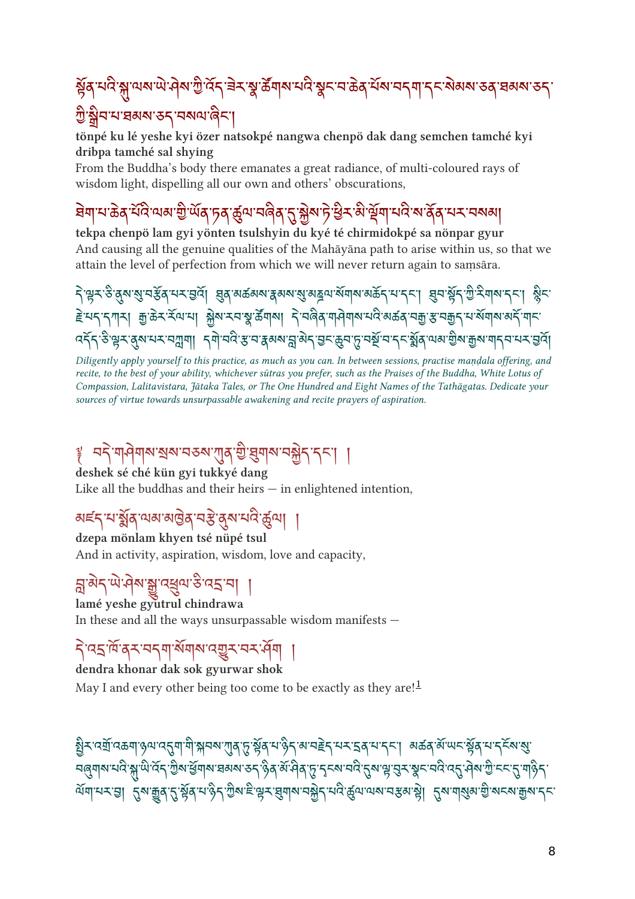སྟོན་པའི་སྐུ་ལས་ཡེ་ཤེས་ཀྱི་འོད་ཟེར་སྣ་ཚོགས་པའི་སྣང་བ་ཆེན་པོས་བདག་དང་སེམས་ཅན་ཐམས་ཅད་ཀྱི་སྒྲིབ་པ་ཐམས་ཅད་བསལ་ཞིང་།

**tönpé ku lé yeshe kyi özer natsokpé nangwa chenpö dak dang semchen tamché kyi dribpa tamché sal shying**

From the Buddha's body there emanates a great radiance, of multi-coloured rays of wisdom light, dispelling all our own and others' obscurations,

ཐེག་པ་ཆེན་པོའི་ལམ་གྱི་ཡོན་ཏན་ཚུལ་བཞིན་དུ་སྐྱེས་ཏེ་ཕྱིར་མི་ལྡོག་པའི་ས་ནོན་པར་བསམ།

**tekpa chenpö lam gyi yönten tsulshyin du kyé té chirmidokpé sa nönpar gyur**

And causing all the genuine qualities of the Mahāyāna path to arise within us, so that we attain the level of perfection from which we will never return again to saṃsāra.

དེ་ལྟར་ཅི་ནུས་སུ་བརྩོན་པར་བྱའོ། ཐུན་མཚམས་རྣམས་སུ་མཎྜལ་སོགས་མཆོད་པ་དང་། ཐུབ་བསྟོད་ཀྱི་རིགས་དང་། སྙིང་རྗེ་པད་དཀར། རྒྱ་ཆེར་རོལ་པ། སྐྱེས་རབས་སྣ་ཚོགས། དེ་བཞིན་གཤེགས་པའི་མཚན་བརྒྱ་རྩ་བརྒྱད་པ་སོགས་མདོ་གང་འདོད་ཅི་ལྟར་ནུས་པར་བཀླག། དགེ་བའི་རྩ་བ་རྣམས་བླ་མེད་བྱང་ཆུབ་ཏུ་བསྔོ་བ་དང་སྨོན་ལམ་གྱིས་རྒྱས་གདབ་པར་བྱའོ།

*Diligently apply yourself to this practice, as much as you can. In between sessions, practise maṇḍala offering, and recite, to the best of your ability, whichever sūtras you prefer, such as the Praises of the Buddha, White Lotus of Compassion, Lalitavistara, Jātaka Tales, or The One Hundred and Eight Names of the Tathāgatas. Dedicate your sources of virtue towards unsurpassable awakening and recite prayers of aspiration.*

༈ བདེ་གཤེགས་སྲས་བཅས་ཀུན་གྱི་ཐུགས་བསྐྱེད་དང་། །

**deshek sé ché kün gyi tukkyé dang**

Like all the buddhas and their heirs — in enlightened intention,

མཛད་པ་སྨོན་ལམ་མཁྱེན་བརྩེ་ནུས་པའི་ཚུལ། །

**dzepa mönlam khyen tsé nüpé tsul**

And in activity, aspiration, wisdom, love and capacity,

བླ་མེད་ཡེ་ཤེས་སྒྱུ་འཕྲུལ་ཅི་འདྲ་བ། །

**lamé yeshe gyutrul chindrawa**

In these and all the ways unsurpassable wisdom manifests —

དེ་འདྲ་ཁོ་ནར་བདག་སོགས་འགྱུར་བར་ཤོག །

**dendra khonar dak sok gyurwar shok**

May I and every other being too come to be exactly as they are![1]

ཕྱིར་འགྲོ་འཆག་ཉལ་འདུག་གི་སྐབས་ཀུན་ཏུ་སྟོན་པ་ཉིད་མ་བརྗེད་པར་དྲན་པ་དང་། མཚན་མོ་ཡང་སྟོན་པ་དངོས་སུ་བཞུགས་པའི་སྐུ་ཡི་འོད་ཀྱིས་ཕྱོགས་ཐམས་ཅད་ཉིན་མོ་ཤིན་ཏུ་དྭངས་བའི་དུས་ལྟ་བུར་སྣང་བའི་འདུ་ཤེས་ཀྱི་ངང་དུ་གཉིད་ལོག་པར་བྱ། དུས་རྒྱུན་དུ་སྟོན་པ་ཉིད་ཀྱིས་ཇི་ལྟར་ཐུགས་བསྐྱེད་པའི་ཚུལ་ལས་བརྩམས་སྟེ། དུས་གསུམ་གྱི་སངས་རྒྱས་དང་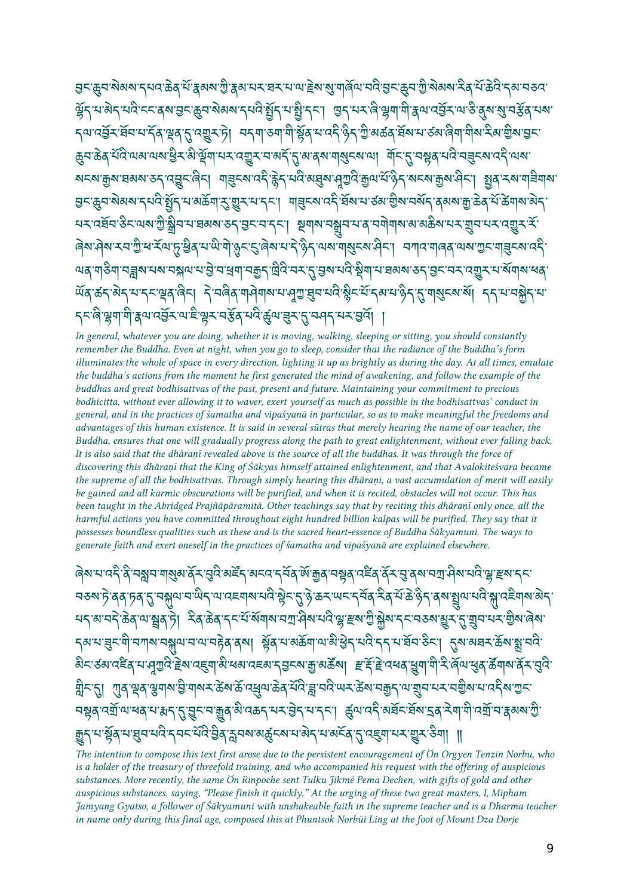བྱང་ཆུབ་སེམས་དཔའ་ཆེན་པོ་རྣམས་ཀྱི་རྣམ་པར་ཐར་པ་ལ་རྗེས་སུ་གཞོལ་བའི་བྱང་ཆུབ་ཀྱི་སེམས་རིན་པོ་ཆེའི་དམ་བཅའ་སྟོང་པ་མེད་པའི་ངང་ནས་བྱང་ཆུབ་སེམས་དཔའི་སྤྱོད་པ་སྤྱི་དང་། ཁྱད་པར་ཞི་ལྷག་གི་རྣལ་འབྱོར་ལ་ཅི་ནུས་སུ་བརྩོན་པས་དལ་འབྱོར་ཐོབ་པ་དོན་ལྡན་དུ་འགྱུར་རོ། །བདག་ཅག་གི་སྟོན་པ་འདི་ཉིད་ཀྱི་མཚན་ཐོས་པ་ཙམ་ཞིག་གིས་རིམ་གྱིས་བྱང་ཆུབ་ཆེན་པོའི་ལམ་ལས་ཕྱིར་མི་ལྡོག་པར་འགྲུར་བ་མདོ་དུ་མ་ནས་གསུངས་ལ། གོང་དུ་བསྟན་པའི་གཟུངས་འདི་ལས་སངས་རྒྱས་ཐམས་ཅད་འབྱུང་ཞིང་། གཟུངས་འདི་རྙེད་པའི་མཐུས་ཤཱཀྱའི་རྒྱལ་པོ་ཉིད་སངས་རྒྱས་ཤིང་། སྤྱན་རས་གཟིགས་བྱང་ཆུབ་སེམས་དཔའི་སྤྱོད་པ་མཆོག་ཏུ་གྱུར་པ་དང་། གཟུངས་འདི་ཐོས་པ་ཙམ་གྱིས་བསོད་ནམས་ཀྱི་ཚོགས་ཆེན་པོ་ཚེགས་མེད་པར་འཐོབ་ཅིང་ལས་ཀྱི་སྒྲིབ་པ་ཐམས་ཅད་བྱང་བ་དང་། སྔགས་བཟླས་པ་ན་བགེགས་མ་མཆིས་པར་འགྲུབ་པར་འགྱུར་རོ་ཞེས་ཤེས་རབ་ཀྱི་ཕ་རོལ་ཏུ་ཕྱིན་པ་ཡི་གེ་ཉུང་ངུ་ཞེས་པ་དེ་ཉིད་ལས་གསུངས་ཤིང་། བཀའ་གཞན་ལས་ཀྱང་གཟུངས་འདི་ལན་གཅིག་བཟླས་པས་བསྐལ་པ་བྱེ་བ་ཕྲག་བརྒྱད་ཁྲིའི་བར་དུ་བྱས་པའི་སྡིག་པ་ཐམས་ཅད་བྱང་བར་འགྱུར་བ་སོགས་ཕན་ཡོན་ཚད་མེད་པ་དང་ལྡན་ཞིང་། དེ་བཞིན་གཤེགས་པ་ཤཱཀྱ་ཐུབ་པའི་སྙིང་པོ་དམ་པ་ཉིད་དུ་གསུངས་སོ། །དད་པ་བསྐྱེད་པ་དང་ཞི་ལྷག་གི་རྣལ་འབྱོར་ལ་ཇི་ལྟར་བརྩོན་པའི་ཚུལ་ཟུར་དུ་བཤད་པར་བྱའོ། །

*In general, whatever you are doing, whether it is moving, walking, sleeping or sitting, you should constantly remember the Buddha. Even at night, when you go to sleep, consider that the radiance of the Buddha's form illuminates the whole of space in every direction, lighting it up as brightly as during the day. At all times, emulate the buddha's actions from the moment he first generated the mind of awakening, and follow the example of the buddhas and great bodhisattvas of the past, present and future. Maintaining your commitment to precious bodhicitta, without ever allowing it to waver, exert yourself as much as possible in the bodhisattvas' conduct in general, and in the practices of śamatha and vipaśyanā in particular, so as to make meaningful the freedoms and advantages of this human existence. It is said in several sūtras that merely hearing the name of our teacher, the Buddha, ensures that one will gradually progress along the path to great enlightenment, without ever falling back. It is also said that the dhāraṇī revealed above is the source of all the buddhas. It was through the force of discovering this dhāraṇī that the King of Śākyas himself attained enlightenment, and that Avalokiteśvara became the supreme of all the bodhisattvas. Through simply hearing this dhāraṇī, a vast accumulation of merit will easily be gained and all karmic obscurations will be purified, and when it is recited, obstacles will not occur. This has been taught in the Abridged Prajñāpāramitā. Other teachings say that by reciting this dhāraṇī only once, all the harmful actions you have committed throughout eight hundred billion kalpas will be purified. They say that it possesses boundless qualities such as these and is the sacred heart-essence of Buddha Śākyamuni. The ways to generate faith and exert oneself in the practices of śamatha and vipaśyanā are explained elsewhere.*

ཞེས་པ་འདི་ནི་བསླབ་གསུམ་ནོར་བུའི་མཛོད་མངའ་དབོན་ཨོ་རྒྱན་བསྟན་འཛིན་ནོར་བུ་ནས་བཀྲ་ཤིས་པའི་ལྷ་རྫས་དང་བཅས་ཏེ་ནན་ཏན་དུ་བསྐུལ་བ་ཡིད་ལ་འཇགས་པའི་སྟེང་དུ་ཉེ་ཆར་ཡང་དབོན་རིན་པོ་ཆེ་ཉིད་ནས་སྤྲུལ་པའི་སྐུ་འཇིགས་མེད་པད་མ་བདེ་ཆེན་ལ་སྦྱིན་ཏེ། རིན་ཆེན་དང་པོ་སོགས་བཀྲ་ཤིས་པའི་ལྷ་རྫས་ཀྱི་སྙིམ་དང་བཅས་མྱུར་དུ་གྲུབ་པར་གྱིས་ཞེས་དམ་པ་བྱུང་གི་བཀའ་བསྐུལ་བ་ལ་བརྟེན་ནས། སྟོན་པ་མཆོག་ལ་མི་ཕྱེད་པའི་དད་པ་ཐོབ་ཅིང་། དུས་མཐར་ཆོས་སྨྲ་བའི་མིང་ཙམ་འཛིན་པ་ཤཱཀྱའི་རྗེས་འབྲངས་མི་ཕམ་འཇམ་དབྱངས་རྒྱ་མཚོས། རྫ་རྡོ་རྗེ་འཕན་ཕུག་གི་རི་ཞོལ་ཕུན་ཚོགས་ནོར་བུའི་གླིང་དུ། ཀུན་ལྡན་ལུགས་བྱེ་གསར་ཆོས་ཚོ་འཕྲུལ་ཆེན་པོའི་ཟླ་བའི་ཡར་ཚེས་བཅུད་ལ་གྲུབ་པར་བགྱིས་པ་འདིས་ཀྱང་བསྟན་འགྲོ་ལ་ཕན་པ་རྒྱ་ཆེར་དུ་བྱུང་བ་རྒྱུན་མི་འཆད་པར་བྱེད་པ་དང་། ཚུལ་འདི་མཐོང་ཐོས་དྲན་རེག་གི་འགྲོ་བ་རྣམས་ཀྱི་རྒྱུད་ལ་སྟོན་པ་ཐུབ་པའི་དབང་པོའི་བྱིན་རླབས་མཚུངས་པ་མེད་པ་མངོན་དུ་འཇུག་པར་གྱུར་ཅིག། ༎

*The intention to compose this text first arose due to the persistent encouragement of Ön Orgyen Tenzin Norbu, who is a holder of the treasury of threefold training, and who accompanied his request with the offering of auspicious substances. More recently, the same Ön Rinpoche sent Tulku Jikmé Pema Dechen, with gifts of gold and other auspicious substances, saying, "Please finish it quickly." At the urging of these two great masters, I, Mipham Jamyang Gyatso, a follower of Śākyamuni with unshakeable faith in the supreme teacher and is a Dharma teacher in name only during this final age, composed this at Phuntsok Norbüi Ling at the foot of Mount Dza Dorje*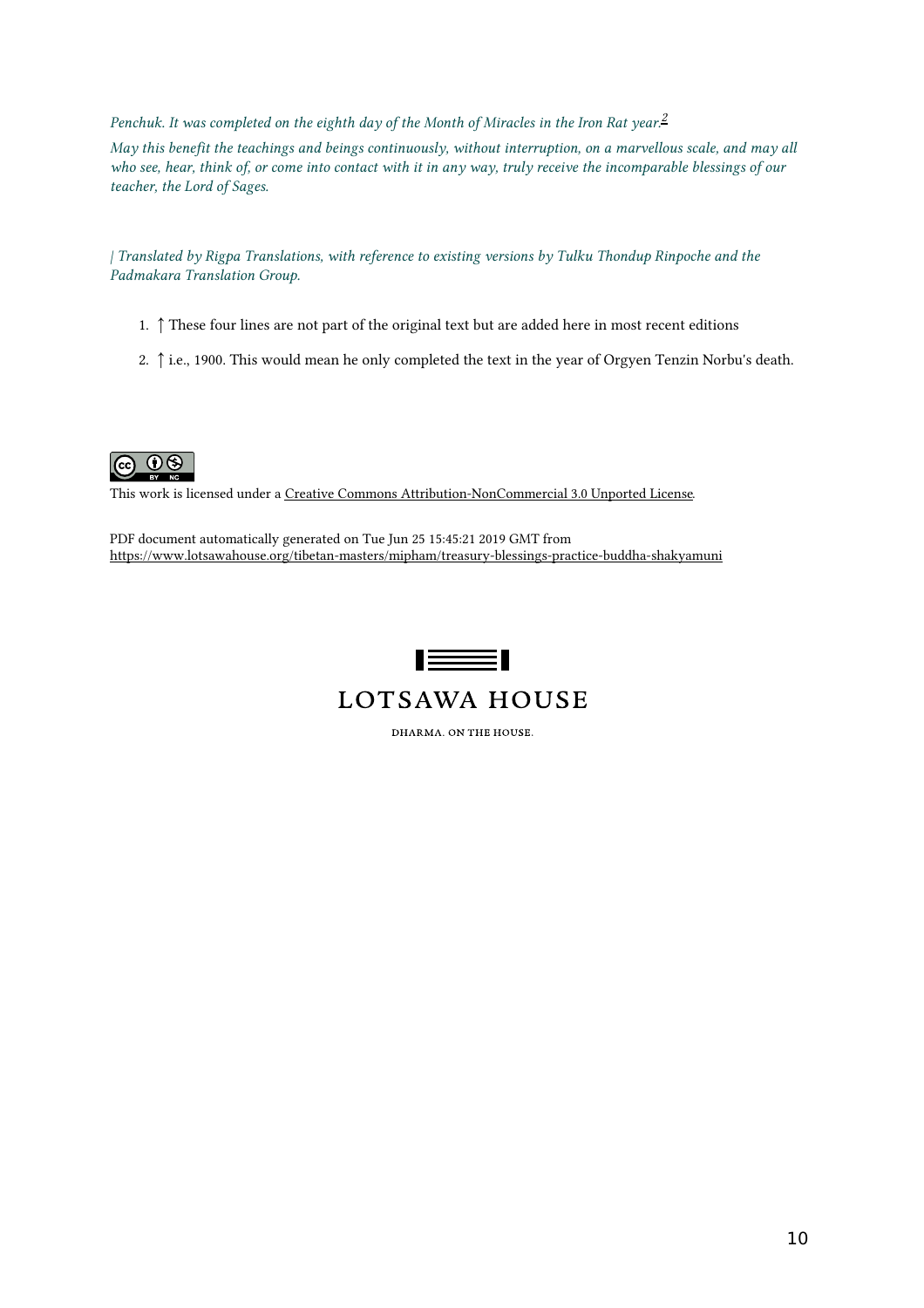*Penchuk. It was completed on the eighth day of the Month of Miracles in the Iron Rat year.*[2]

*May this benefit the teachings and beings continuously, without interruption, on a marvellous scale, and may all who see, hear, think of, or come into contact with it in any way, truly receive the incomparable blessings of our teacher, the Lord of Sages.*

*| Translated by Rigpa Translations, with reference to existing versions by Tulku Thondup Rinpoche and the Padmakara Translation Group.*

1. ↑ These four lines are not part of the original text but are added here in most recent editions
2. ↑ i.e., 1900. This would mean he only completed the text in the year of Orgyen Tenzin Norbu's death.

This work is licensed under a Creative Commons Attribution-NonCommercial 3.0 Unported License.

PDF document automatically generated on Tue Jun 25 15:45:21 2019 GMT from
https://www.lotsawahouse.org/tibetan-masters/mipham/treasury-blessings-practice-buddha-shakyamuni

LOTSAWA HOUSE

DHARMA. ON THE HOUSE.